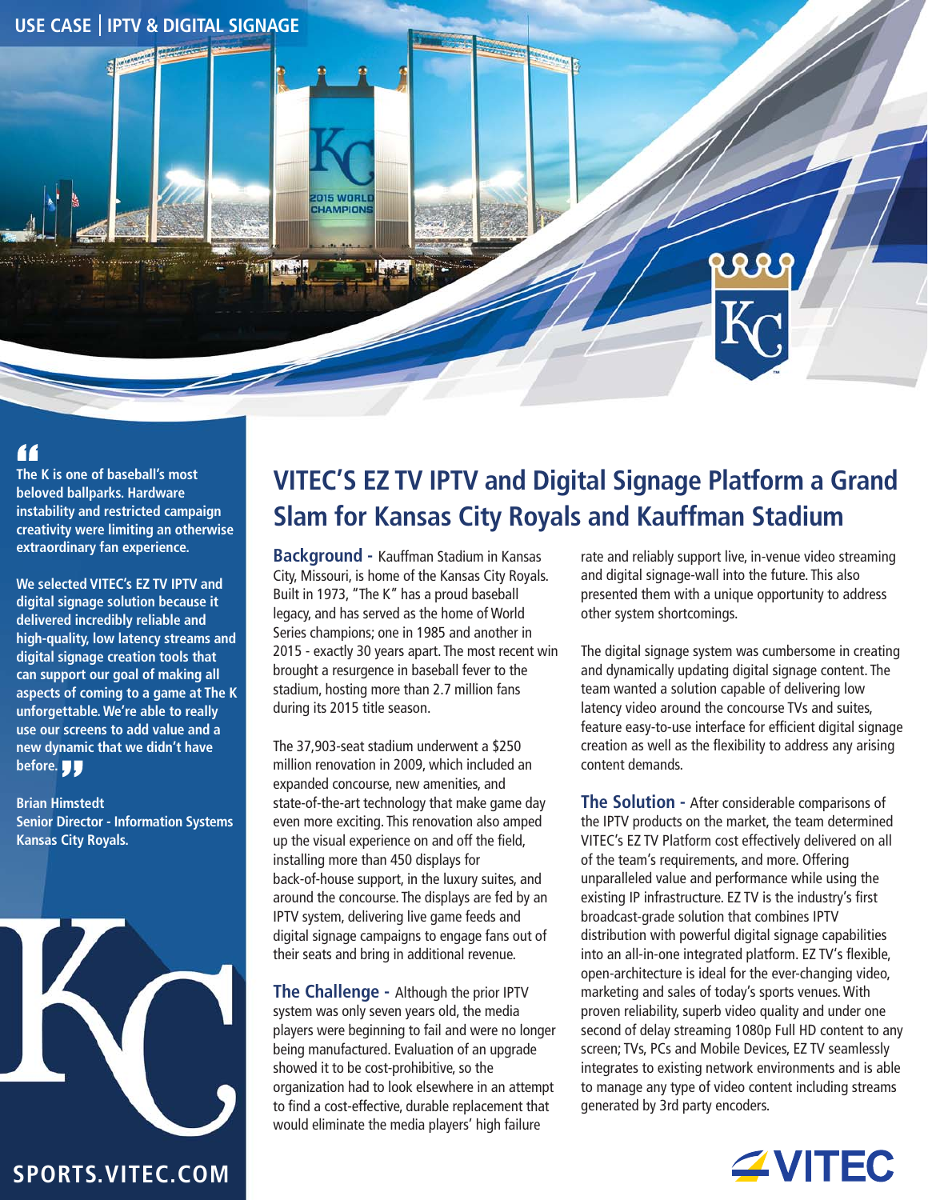USE CASE | IPTV & DIGITAL SIGNAGE

> **"The K is one of baseball's most beloved ballparks. Hardware instability and restricted campaign creativity were limiting an otherwise extraordinary fan experience.**
>
> **We selected VITEC's EZ TV IPTV and digital signage solution because it delivered incredibly reliable and high-quality, low latency streams and digital signage creation tools that can support our goal of making all aspects of coming to a game at The K unforgettable. We're able to really use our screens to add value and a new dynamic that we didn't have before."**
>
> **Brian Himstedt**
> **Senior Director - Information Systems**
> **Kansas City Royals.**

# VITEC'S EZ TV IPTV and Digital Signage Platform a Grand Slam for Kansas City Royals and Kauffman Stadium

**Background -** Kauffman Stadium in Kansas City, Missouri, is home of the Kansas City Royals. Built in 1973, "The K" has a proud baseball legacy, and has served as the home of World Series champions; one in 1985 and another in 2015 - exactly 30 years apart. The most recent win brought a resurgence in baseball fever to the stadium, hosting more than 2.7 million fans during its 2015 title season.

The 37,903-seat stadium underwent a $250 million renovation in 2009, which included an expanded concourse, new amenities, and state-of-the-art technology that make game day even more exciting. This renovation also amped up the visual experience on and off the field, installing more than 450 displays for back-of-house support, in the luxury suites, and around the concourse. The displays are fed by an IPTV system, delivering live game feeds and digital signage campaigns to engage fans out of their seats and bring in additional revenue.

**The Challenge -** Although the prior IPTV system was only seven years old, the media players were beginning to fail and were no longer being manufactured. Evaluation of an upgrade showed it to be cost-prohibitive, so the organization had to look elsewhere in an attempt to find a cost-effective, durable replacement that would eliminate the media players' high failure rate and reliably support live, in-venue video streaming and digital signage-wall into the future. This also presented them with a unique opportunity to address other system shortcomings.

The digital signage system was cumbersome in creating and dynamically updating digital signage content. The team wanted a solution capable of delivering low latency video around the concourse TVs and suites, feature easy-to-use interface for efficient digital signage creation as well as the flexibility to address any arising content demands.

**The Solution -** After considerable comparisons of the IPTV products on the market, the team determined VITEC's EZ TV Platform cost effectively delivered on all of the team's requirements, and more. Offering unparalleled value and performance while using the existing IP infrastructure. EZ TV is the industry's first broadcast-grade solution that combines IPTV distribution with powerful digital signage capabilities into an all-in-one integrated platform. EZ TV's flexible, open-architecture is ideal for the ever-changing video, marketing and sales of today's sports venues. With proven reliability, superb video quality and under one second of delay streaming 1080p Full HD content to any screen; TVs, PCs and Mobile Devices, EZ TV seamlessly integrates to existing network environments and is able to manage any type of video content including streams generated by 3rd party encoders.

SPORTS.VITEC.COM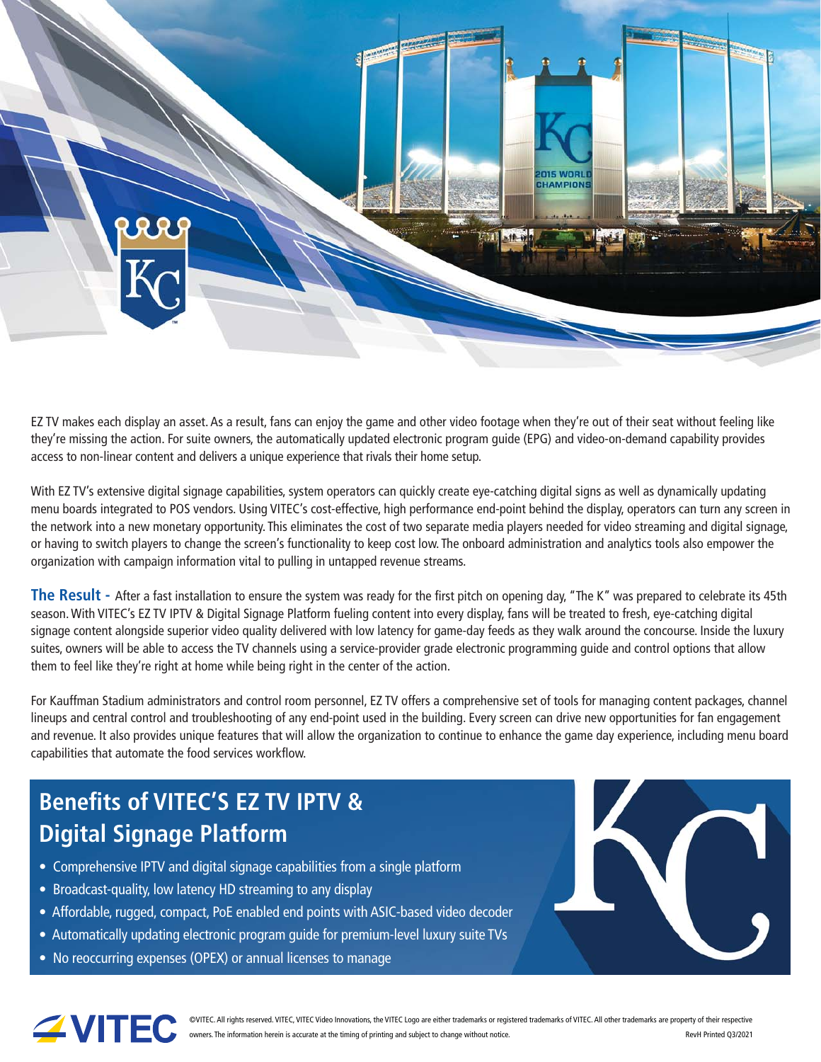EZ TV makes each display an asset. As a result, fans can enjoy the game and other video footage when they're out of their seat without feeling like they're missing the action. For suite owners, the automatically updated electronic program guide (EPG) and video-on-demand capability provides access to non-linear content and delivers a unique experience that rivals their home setup.

With EZ TV's extensive digital signage capabilities, system operators can quickly create eye-catching digital signs as well as dynamically updating menu boards integrated to POS vendors. Using VITEC's cost-effective, high performance end-point behind the display, operators can turn any screen in the network into a new monetary opportunity. This eliminates the cost of two separate media players needed for video streaming and digital signage, or having to switch players to change the screen's functionality to keep cost low. The onboard administration and analytics tools also empower the organization with campaign information vital to pulling in untapped revenue streams.

**The Result -** After a fast installation to ensure the system was ready for the first pitch on opening day, "The K" was prepared to celebrate its 45th season. With VITEC's EZ TV IPTV & Digital Signage Platform fueling content into every display, fans will be treated to fresh, eye-catching digital signage content alongside superior video quality delivered with low latency for game-day feeds as they walk around the concourse. Inside the luxury suites, owners will be able to access the TV channels using a service-provider grade electronic programming guide and control options that allow them to feel like they're right at home while being right in the center of the action.

For Kauffman Stadium administrators and control room personnel, EZ TV offers a comprehensive set of tools for managing content packages, channel lineups and central control and troubleshooting of any end-point used in the building. Every screen can drive new opportunities for fan engagement and revenue. It also provides unique features that will allow the organization to continue to enhance the game day experience, including menu board capabilities that automate the food services workflow.

## Benefits of VITEC'S EZ TV IPTV & Digital Signage Platform

- Comprehensive IPTV and digital signage capabilities from a single platform
- Broadcast-quality, low latency HD streaming to any display
- Affordable, rugged, compact, PoE enabled end points with ASIC-based video decoder
- Automatically updating electronic program guide for premium-level luxury suite TVs
- No reoccurring expenses (OPEX) or annual licenses to manage

©VITEC. All rights reserved. VITEC, VITEC Video Innovations, the VITEC Logo are either trademarks or registered trademarks of VITEC. All other trademarks are property of their respective owners. The information herein is accurate at the timing of printing and subject to change without notice.

RevH Printed Q3/2021